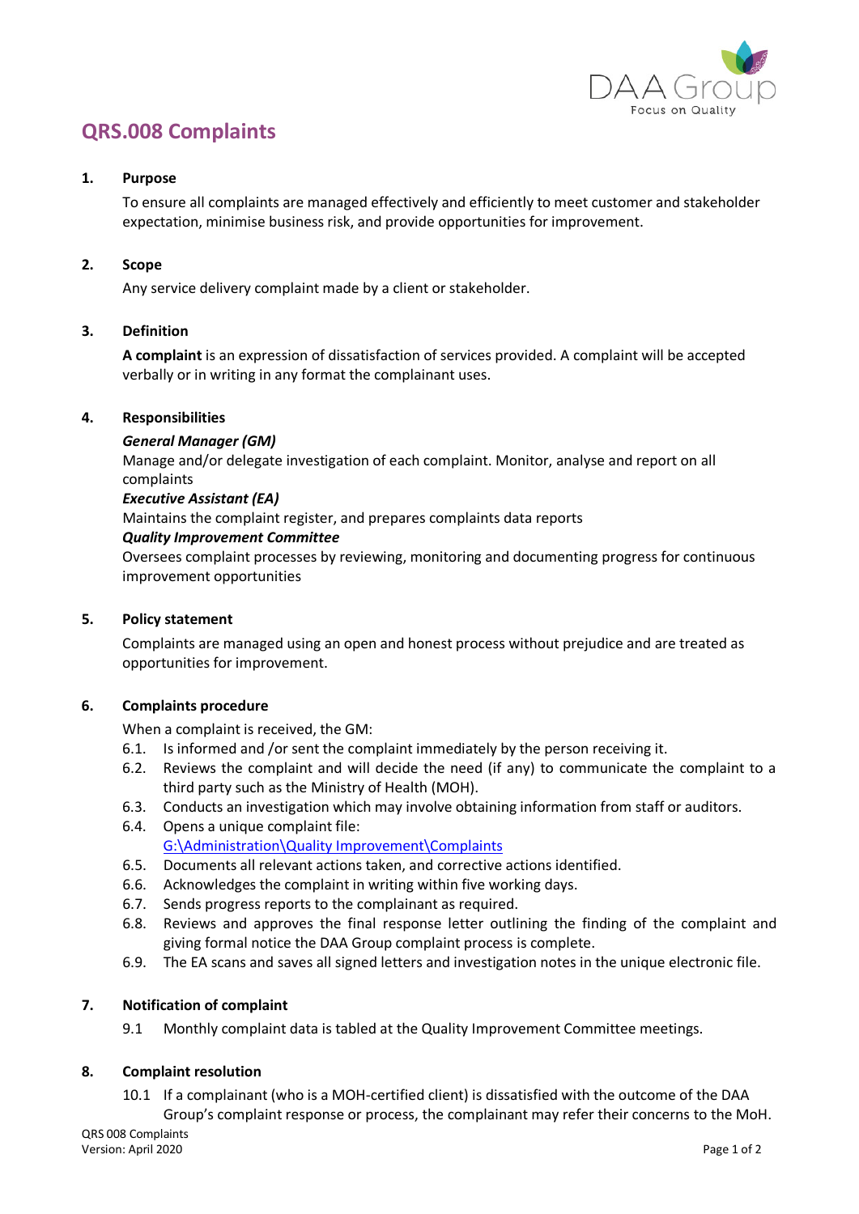# QRS.008 Complaints

## 1. Purpose

To ensure all complaints are managed effectively and efficiently to meet customer and stakeholder expectation, minimise business risk, and provide opportunities for improvement.

## 2. Scope

Any service delivery complaint made by a client or stakeholder.

## 3. Definition

**A complaint** is an expression of dissatisfaction of services provided. A complaint will be accepted verbally or in writing in any format the complainant uses.

## 4. Responsibilities

***General Manager (GM)***
Manage and/or delegate investigation of each complaint. Monitor, analyse and report on all complaints

***Executive Assistant (EA)***
Maintains the complaint register, and prepares complaints data reports

***Quality Improvement Committee***
Oversees complaint processes by reviewing, monitoring and documenting progress for continuous improvement opportunities

## 5. Policy statement

Complaints are managed using an open and honest process without prejudice and are treated as opportunities for improvement.

## 6. Complaints procedure

When a complaint is received, the GM:

6.1. Is informed and /or sent the complaint immediately by the person receiving it.
6.2. Reviews the complaint and will decide the need (if any) to communicate the complaint to a third party such as the Ministry of Health (MOH).
6.3. Conducts an investigation which may involve obtaining information from staff or auditors.
6.4. Opens a unique complaint file: G:\Administration\Quality Improvement\Complaints
6.5. Documents all relevant actions taken, and corrective actions identified.
6.6. Acknowledges the complaint in writing within five working days.
6.7. Sends progress reports to the complainant as required.
6.8. Reviews and approves the final response letter outlining the finding of the complaint and giving formal notice the DAA Group complaint process is complete.
6.9. The EA scans and saves all signed letters and investigation notes in the unique electronic file.

## 7. Notification of complaint

9.1 Monthly complaint data is tabled at the Quality Improvement Committee meetings.

## 8. Complaint resolution

10.1 If a complainant (who is a MOH-certified client) is dissatisfied with the outcome of the DAA Group's complaint response or process, the complainant may refer their concerns to the MoH.

QRS 008 Complaints
Version: April 2020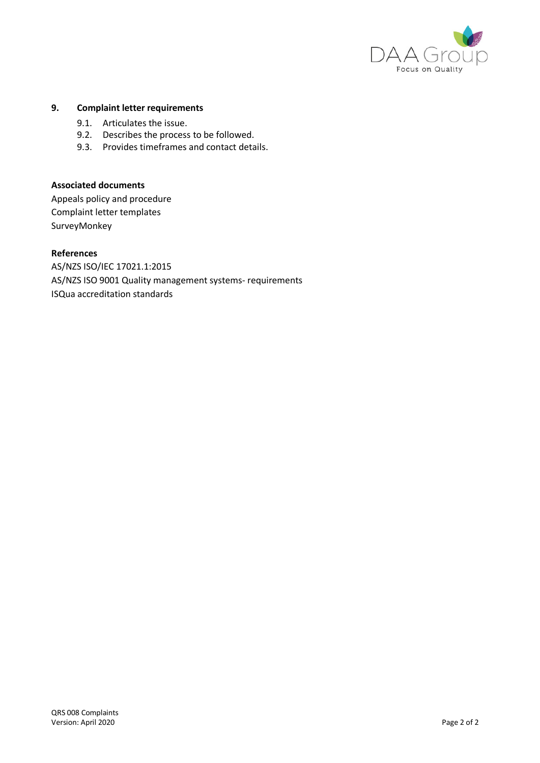## 9. Complaint letter requirements

9.1. Articulates the issue.
9.2. Describes the process to be followed.
9.3. Provides timeframes and contact details.

**Associated documents**

Appeals policy and procedure
Complaint letter templates
SurveyMonkey

**References**

AS/NZS ISO/IEC 17021.1:2015
AS/NZS ISO 9001 Quality management systems- requirements
ISQua accreditation standards